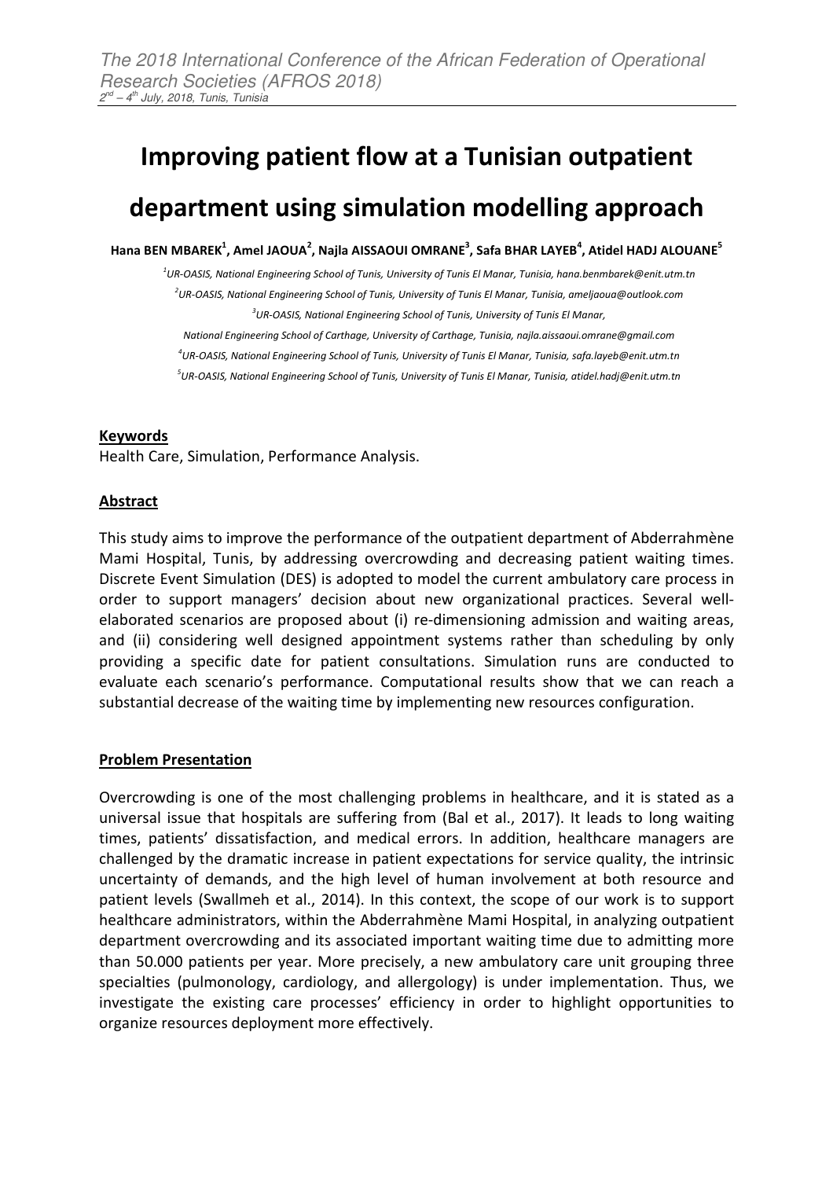# Improving patient flow at a Tunisian outpatient department using simulation modelling approach

**Hana BEN MBAREK[1], Amel JAOUA[2], Najla AISSAOUI OMRANE[3], Safa BHAR LAYEB[4], Atidel HADJ ALOUANE[5]**

[1]UR-OASIS, National Engineering School of Tunis, University of Tunis El Manar, Tunisia, hana.benmbarek@enit.utm.tn

[2]UR-OASIS, National Engineering School of Tunis, University of Tunis El Manar, Tunisia, ameljaoua@outlook.com

[3]UR-OASIS, National Engineering School of Tunis, University of Tunis El Manar, National Engineering School of Carthage, University of Carthage, Tunisia, najla.aissaoui.omrane@gmail.com

[4]UR-OASIS, National Engineering School of Tunis, University of Tunis El Manar, Tunisia, safa.layeb@enit.utm.tn

[5]UR-OASIS, National Engineering School of Tunis, University of Tunis El Manar, Tunisia, atidel.hadj@enit.utm.tn

## Keywords

Health Care, Simulation, Performance Analysis.

## Abstract

This study aims to improve the performance of the outpatient department of Abderrahmène Mami Hospital, Tunis, by addressing overcrowding and decreasing patient waiting times. Discrete Event Simulation (DES) is adopted to model the current ambulatory care process in order to support managers' decision about new organizational practices. Several well-elaborated scenarios are proposed about (i) re-dimensioning admission and waiting areas, and (ii) considering well designed appointment systems rather than scheduling by only providing a specific date for patient consultations. Simulation runs are conducted to evaluate each scenario's performance. Computational results show that we can reach a substantial decrease of the waiting time by implementing new resources configuration.

## Problem Presentation

Overcrowding is one of the most challenging problems in healthcare, and it is stated as a universal issue that hospitals are suffering from (Bal et al., 2017). It leads to long waiting times, patients' dissatisfaction, and medical errors. In addition, healthcare managers are challenged by the dramatic increase in patient expectations for service quality, the intrinsic uncertainty of demands, and the high level of human involvement at both resource and patient levels (Swallmeh et al., 2014). In this context, the scope of our work is to support healthcare administrators, within the Abderrahmène Mami Hospital, in analyzing outpatient department overcrowding and its associated important waiting time due to admitting more than 50.000 patients per year. More precisely, a new ambulatory care unit grouping three specialties (pulmonology, cardiology, and allergology) is under implementation. Thus, we investigate the existing care processes' efficiency in order to highlight opportunities to organize resources deployment more effectively.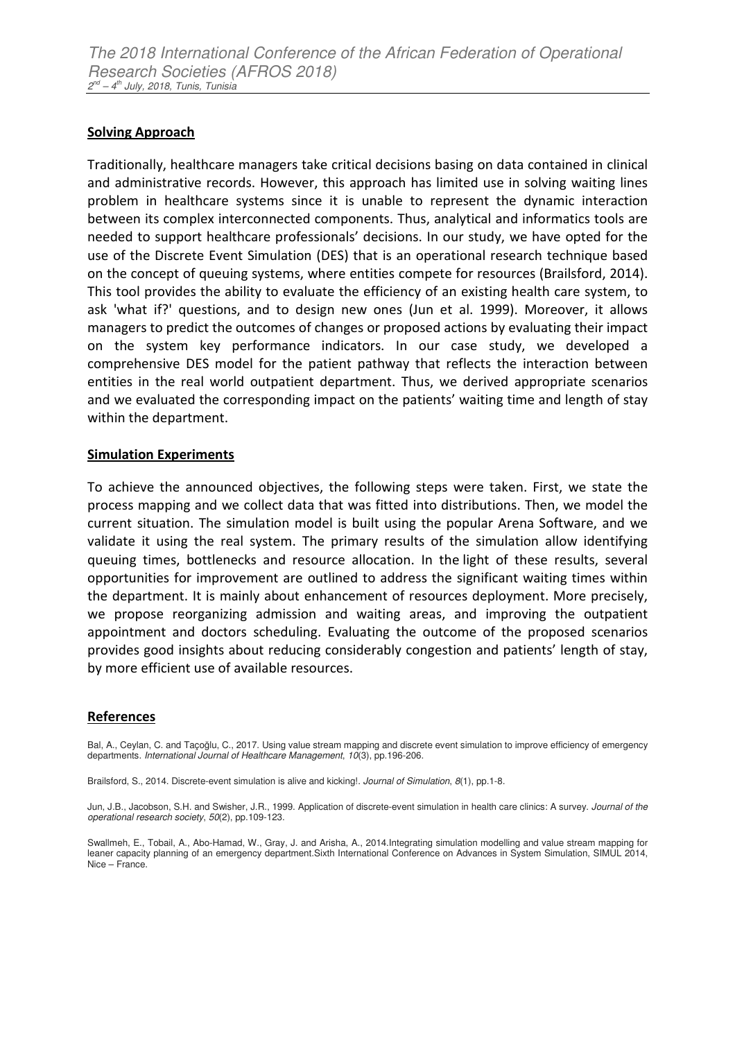## Solving Approach

Traditionally, healthcare managers take critical decisions basing on data contained in clinical and administrative records. However, this approach has limited use in solving waiting lines problem in healthcare systems since it is unable to represent the dynamic interaction between its complex interconnected components. Thus, analytical and informatics tools are needed to support healthcare professionals' decisions. In our study, we have opted for the use of the Discrete Event Simulation (DES) that is an operational research technique based on the concept of queuing systems, where entities compete for resources (Brailsford, 2014). This tool provides the ability to evaluate the efficiency of an existing health care system, to ask 'what if?' questions, and to design new ones (Jun et al. 1999). Moreover, it allows managers to predict the outcomes of changes or proposed actions by evaluating their impact on the system key performance indicators. In our case study, we developed a comprehensive DES model for the patient pathway that reflects the interaction between entities in the real world outpatient department. Thus, we derived appropriate scenarios and we evaluated the corresponding impact on the patients' waiting time and length of stay within the department.

## Simulation Experiments

To achieve the announced objectives, the following steps were taken. First, we state the process mapping and we collect data that was fitted into distributions. Then, we model the current situation. The simulation model is built using the popular Arena Software, and we validate it using the real system. The primary results of the simulation allow identifying queuing times, bottlenecks and resource allocation. In the light of these results, several opportunities for improvement are outlined to address the significant waiting times within the department. It is mainly about enhancement of resources deployment. More precisely, we propose reorganizing admission and waiting areas, and improving the outpatient appointment and doctors scheduling. Evaluating the outcome of the proposed scenarios provides good insights about reducing considerably congestion and patients' length of stay, by more efficient use of available resources.

## References

Bal, A., Ceylan, C. and Taçoğlu, C., 2017. Using value stream mapping and discrete event simulation to improve efficiency of emergency departments. *International Journal of Healthcare Management*, *10*(3), pp.196-206.

Brailsford, S., 2014. Discrete-event simulation is alive and kicking!. *Journal of Simulation*, *8*(1), pp.1-8.

Jun, J.B., Jacobson, S.H. and Swisher, J.R., 1999. Application of discrete-event simulation in health care clinics: A survey. *Journal of the operational research society*, *50*(2), pp.109-123.

Swallmeh, E., Tobail, A., Abo-Hamad, W., Gray, J. and Arisha, A., 2014.Integrating simulation modelling and value stream mapping for leaner capacity planning of an emergency department.Sixth International Conference on Advances in System Simulation, SIMUL 2014, Nice – France.